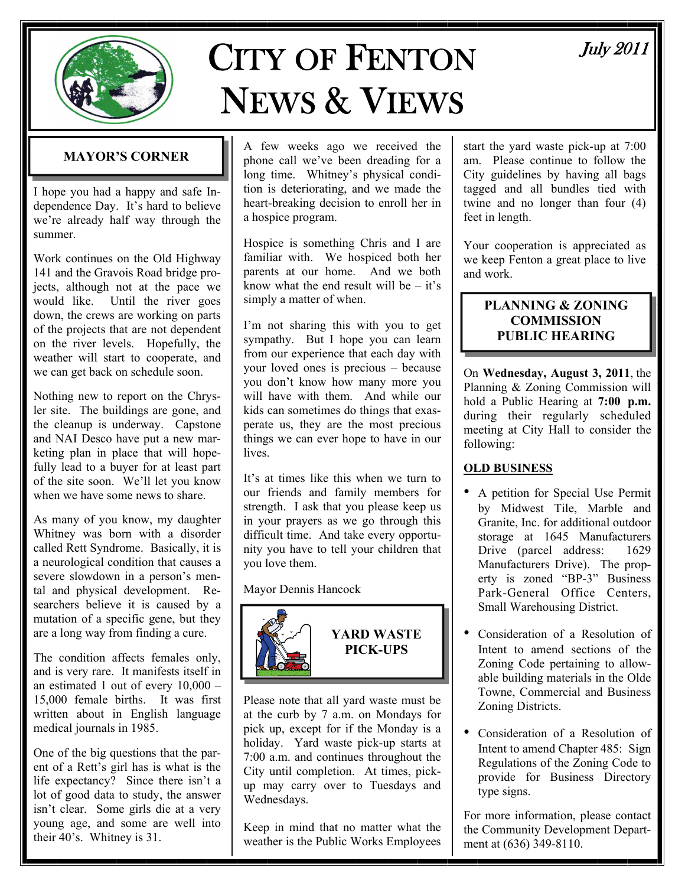# CITY OF FENTON NEWS & VIEWS

*July 2011*

## MAYOR'S CORNER

I hope you had a happy and safe Independence Day. It's hard to believe we're already half way through the summer.

Work continues on the Old Highway 141 and the Gravois Road bridge projects, although not at the pace we would like. Until the river goes down, the crews are working on parts of the projects that are not dependent on the river levels. Hopefully, the weather will start to cooperate, and we can get back on schedule soon.

Nothing new to report on the Chrysler site. The buildings are gone, and the cleanup is underway. Capstone and NAI Desco have put a new marketing plan in place that will hopefully lead to a buyer for at least part of the site soon. We'll let you know when we have some news to share.

As many of you know, my daughter Whitney was born with a disorder called Rett Syndrome. Basically, it is a neurological condition that causes a severe slowdown in a person's mental and physical development. Researchers believe it is caused by a mutation of a specific gene, but they are a long way from finding a cure.

The condition affects females only, and is very rare. It manifests itself in an estimated 1 out of every 10,000 – 15,000 female births. It was first written about in English language medical journals in 1985.

One of the big questions that the parent of a Rett's girl has is what is the life expectancy? Since there isn't a lot of good data to study, the answer isn't clear. Some girls die at a very young age, and some are well into their 40's. Whitney is 31.

A few weeks ago we received the phone call we've been dreading for a long time. Whitney's physical condition is deteriorating, and we made the heart-breaking decision to enroll her in a hospice program.

Hospice is something Chris and I are familiar with. We hospiced both her parents at our home. And we both know what the end result will be – it's simply a matter of when.

I'm not sharing this with you to get sympathy. But I hope you can learn from our experience that each day with your loved ones is precious – because you don't know how many more you will have with them. And while our kids can sometimes do things that exasperate us, they are the most precious things we can ever hope to have in our lives.

It's at times like this when we turn to our friends and family members for strength. I ask that you please keep us in your prayers as we go through this difficult time. And take every opportunity you have to tell your children that you love them.

Mayor Dennis Hancock

## YARD WASTE PICK-UPS

Please note that all yard waste must be at the curb by 7 a.m. on Mondays for pick up, except for if the Monday is a holiday. Yard waste pick-up starts at 7:00 a.m. and continues throughout the City until completion. At times, pick-up may carry over to Tuesdays and Wednesdays.

Keep in mind that no matter what the weather is the Public Works Employees start the yard waste pick-up at 7:00 am. Please continue to follow the City guidelines by having all bags tagged and all bundles tied with twine and no longer than four (4) feet in length.

Your cooperation is appreciated as we keep Fenton a great place to live and work.

## PLANNING & ZONING COMMISSION PUBLIC HEARING

On **Wednesday, August 3, 2011**, the Planning & Zoning Commission will hold a Public Hearing at **7:00 p.m.** during their regularly scheduled meeting at City Hall to consider the following:

**OLD BUSINESS**

- A petition for Special Use Permit by Midwest Tile, Marble and Granite, Inc. for additional outdoor storage at 1645 Manufacturers Drive (parcel address: 1629 Manufacturers Drive). The property is zoned "BP-3" Business Park-General Office Centers, Small Warehousing District.
- Consideration of a Resolution of Intent to amend sections of the Zoning Code pertaining to allowable building materials in the Olde Towne, Commercial and Business Zoning Districts.
- Consideration of a Resolution of Intent to amend Chapter 485: Sign Regulations of the Zoning Code to provide for Business Directory type signs.

For more information, please contact the Community Development Department at (636) 349-8110.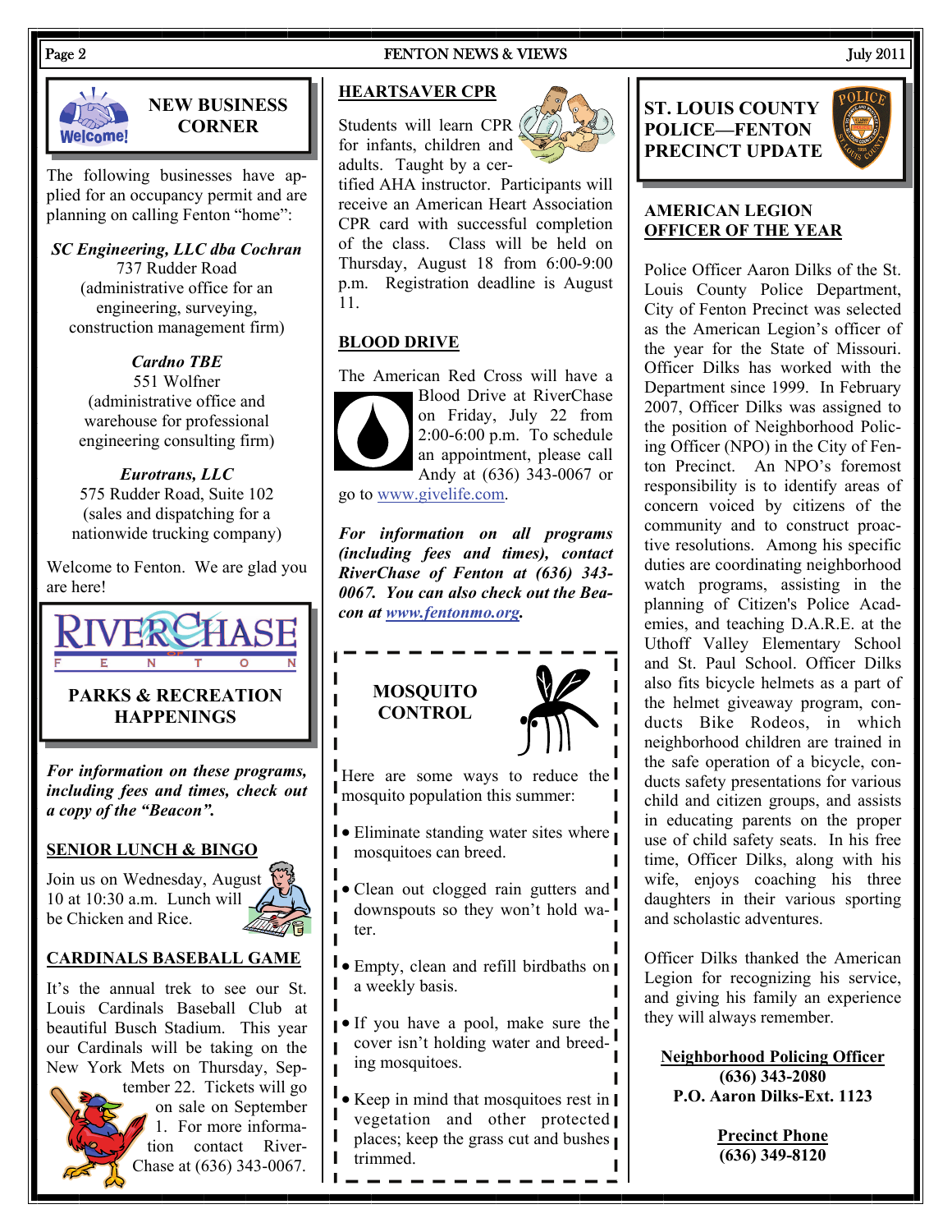## NEW BUSINESS CORNER

The following businesses have applied for an occupancy permit and are planning on calling Fenton "home":

*SC Engineering, LLC dba Cochran*
737 Rudder Road
(administrative office for an engineering, surveying, construction management firm)

*Cardno TBE*
551 Wolfner
(administrative office and warehouse for professional engineering consulting firm)

*Eurotrans, LLC*
575 Rudder Road, Suite 102
(sales and dispatching for a nationwide trucking company)

Welcome to Fenton. We are glad you are here!

## RIVERCHASE FENTON PARKS & RECREATION HAPPENINGS

***For information on these programs, including fees and times, check out a copy of the "Beacon".***

### SENIOR LUNCH & BINGO

Join us on Wednesday, August 10 at 10:30 a.m. Lunch will be Chicken and Rice.

### CARDINALS BASEBALL GAME

It's the annual trek to see our St. Louis Cardinals Baseball Club at beautiful Busch Stadium. This year our Cardinals will be taking on the New York Mets on Thursday, September 22. Tickets will go on sale on September 1. For more information contact RiverChase at (636) 343-0067.

### HEARTSAVER CPR

Students will learn CPR for infants, children and adults. Taught by a certified AHA instructor. Participants will receive an American Heart Association CPR card with successful completion of the class. Class will be held on Thursday, August 18 from 6:00-9:00 p.m. Registration deadline is August 11.

### BLOOD DRIVE

The American Red Cross will have a Blood Drive at RiverChase on Friday, July 22 from 2:00-6:00 p.m. To schedule an appointment, please call Andy at (636) 343-0067 or go to www.givelife.com.

***For information on all programs (including fees and times), contact RiverChase of Fenton at (636) 343-0067. You can also check out the Beacon at www.fentonmo.org.***

## MOSQUITO CONTROL

Here are some ways to reduce the mosquito population this summer:

- Eliminate standing water sites where mosquitoes can breed.
- Clean out clogged rain gutters and downspouts so they won't hold water.
- Empty, clean and refill birdbaths on a weekly basis.
- If you have a pool, make sure the cover isn't holding water and breeding mosquitoes.
- Keep in mind that mosquitoes rest in vegetation and other protected places; keep the grass cut and bushes trimmed.

## ST. LOUIS COUNTY POLICE—FENTON PRECINCT UPDATE

### AMERICAN LEGION OFFICER OF THE YEAR

Police Officer Aaron Dilks of the St. Louis County Police Department, City of Fenton Precinct was selected as the American Legion's officer of the year for the State of Missouri. Officer Dilks has worked with the Department since 1999. In February 2007, Officer Dilks was assigned to the position of Neighborhood Policing Officer (NPO) in the City of Fenton Precinct. An NPO's foremost responsibility is to identify areas of concern voiced by citizens of the community and to construct proactive resolutions. Among his specific duties are coordinating neighborhood watch programs, assisting in the planning of Citizen's Police Academies, and teaching D.A.R.E. at the Uthoff Valley Elementary School and St. Paul School. Officer Dilks also fits bicycle helmets as a part of the helmet giveaway program, conducts Bike Rodeos, in which neighborhood children are trained in the safe operation of a bicycle, conducts safety presentations for various child and citizen groups, and assists in educating parents on the proper use of child safety seats. In his free time, Officer Dilks, along with his wife, enjoys coaching his three daughters in their various sporting and scholastic adventures.

Officer Dilks thanked the American Legion for recognizing his service, and giving his family an experience they will always remember.

**Neighborhood Policing Officer**
**(636) 343-2080**
**P.O. Aaron Dilks-Ext. 1123**

**Precinct Phone**
**(636) 349-8120**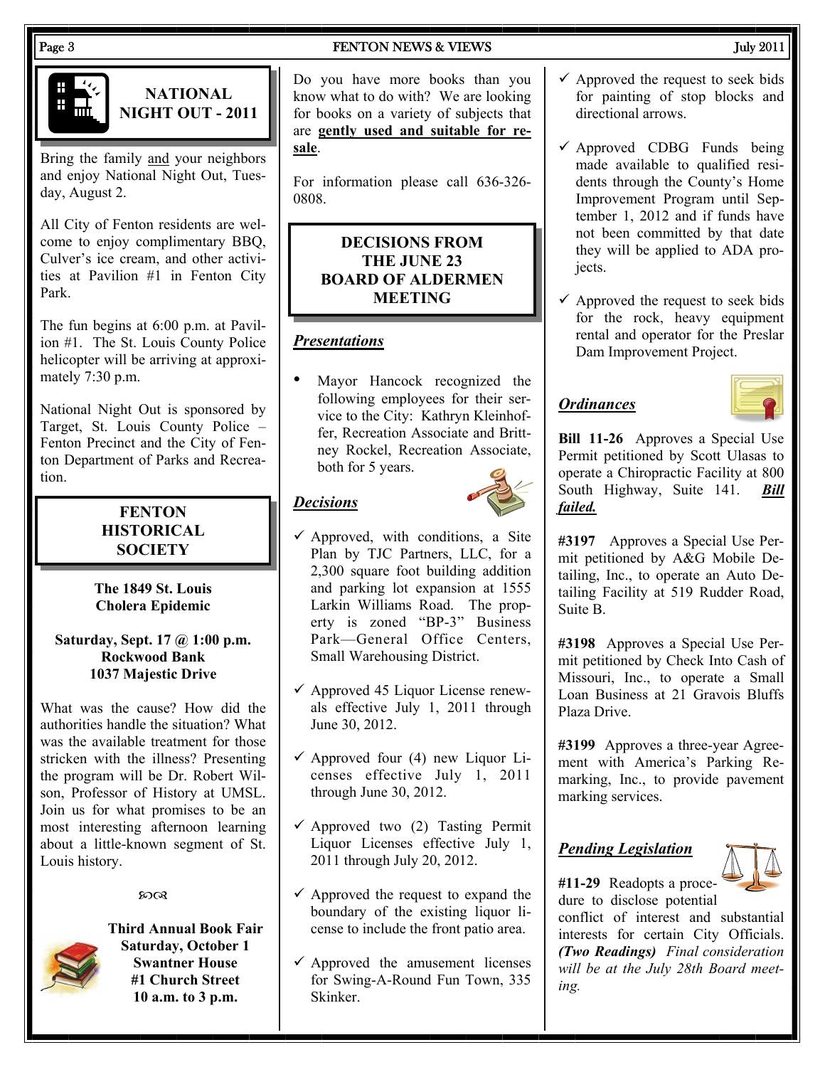## NATIONAL NIGHT OUT - 2011

Bring the family and your neighbors and enjoy National Night Out, Tuesday, August 2.

All City of Fenton residents are welcome to enjoy complimentary BBQ, Culver's ice cream, and other activities at Pavilion #1 in Fenton City Park.

The fun begins at 6:00 p.m. at Pavilion #1. The St. Louis County Police helicopter will be arriving at approximately 7:30 p.m.

National Night Out is sponsored by Target, St. Louis County Police – Fenton Precinct and the City of Fenton Department of Parks and Recreation.

## FENTON HISTORICAL SOCIETY

**The 1849 St. Louis Cholera Epidemic**

**Saturday, Sept. 17 @ 1:00 p.m.**
**Rockwood Bank**
**1037 Majestic Drive**

What was the cause? How did the authorities handle the situation? What was the available treatment for those stricken with the illness? Presenting the program will be Dr. Robert Wilson, Professor of History at UMSL. Join us for what promises to be an most interesting afternoon learning about a little-known segment of St. Louis history.

**Third Annual Book Fair**
**Saturday, October 1**
**Swantner House**
**#1 Church Street**
**10 a.m. to 3 p.m.**

Do you have more books than you know what to do with? We are looking for books on a variety of subjects that are **gently used and suitable for resale**.

For information please call 636-326-0808.

## DECISIONS FROM THE JUNE 23 BOARD OF ALDERMEN MEETING

### *Presentations*

- Mayor Hancock recognized the following employees for their service to the City: Kathryn Kleinhoffer, Recreation Associate and Brittney Rockel, Recreation Associate, both for 5 years.

### *Decisions*

- ✓ Approved, with conditions, a Site Plan by TJC Partners, LLC, for a 2,300 square foot building addition and parking lot expansion at 1555 Larkin Williams Road. The property is zoned "BP-3" Business Park—General Office Centers, Small Warehousing District.
- ✓ Approved 45 Liquor License renewals effective July 1, 2011 through June 30, 2012.
- ✓ Approved four (4) new Liquor Licenses effective July 1, 2011 through June 30, 2012.
- ✓ Approved two (2) Tasting Permit Liquor Licenses effective July 1, 2011 through July 20, 2012.
- ✓ Approved the request to expand the boundary of the existing liquor license to include the front patio area.
- ✓ Approved the amusement licenses for Swing-A-Round Fun Town, 335 Skinker.
- ✓ Approved the request to seek bids for painting of stop blocks and directional arrows.
- ✓ Approved CDBG Funds being made available to qualified residents through the County's Home Improvement Program until September 1, 2012 and if funds have not been committed by that date they will be applied to ADA projects.
- ✓ Approved the request to seek bids for the rock, heavy equipment rental and operator for the Preslar Dam Improvement Project.

### *Ordinances*

**Bill 11-26** Approves a Special Use Permit petitioned by Scott Ulasas to operate a Chiropractic Facility at 800 South Highway, Suite 141. ***Bill failed.***

**#3197** Approves a Special Use Permit petitioned by A&G Mobile Detailing, Inc., to operate an Auto Detailing Facility at 519 Rudder Road, Suite B.

**#3198** Approves a Special Use Permit petitioned by Check Into Cash of Missouri, Inc., to operate a Small Loan Business at 21 Gravois Bluffs Plaza Drive.

**#3199** Approves a three-year Agreement with America's Parking Remarking, Inc., to provide pavement marking services.

### *Pending Legislation*

**#11-29** Readopts a procedure to disclose potential conflict of interest and substantial interests for certain City Officials. ***(Two Readings)*** *Final consideration will be at the July 28th Board meeting.*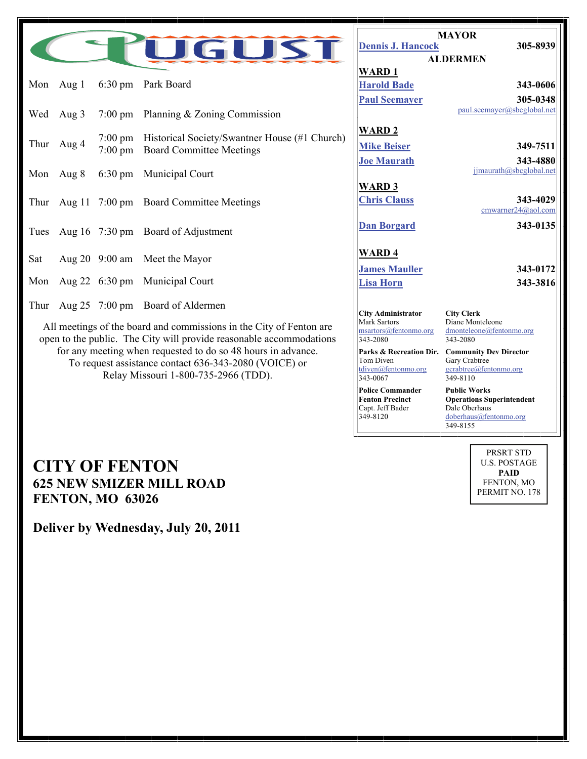# AUGUST

| | | | |
|---|---|---|---|
| Mon | Aug 1 | 6:30 pm | Park Board |
| Wed | Aug 3 | 7:00 pm | Planning & Zoning Commission |
| Thur | Aug 4 | 7:00 pm<br>7:00 pm | Historical Society/Swantner House (#1 Church)<br>Board Committee Meetings |
| Mon | Aug 8 | 6:30 pm | Municipal Court |
| Thur | Aug 11 | 7:00 pm | Board Committee Meetings |
| Tues | Aug 16 | 7:30 pm | Board of Adjustment |
| Sat | Aug 20 | 9:00 am | Meet the Mayor |
| Mon | Aug 22 | 6:30 pm | Municipal Court |
| Thur | Aug 25 | 7:00 pm | Board of Aldermen |

All meetings of the board and commissions in the City of Fenton are open to the public. The City will provide reasonable accommodations for any meeting when requested to do so 48 hours in advance. To request assistance contact 636-343-2080 (VOICE) or Relay Missouri 1-800-735-2966 (TDD).

**MAYOR**

**Dennis J. Hancock** 305-8939

**ALDERMEN**

**WARD 1**

**Harold Bade** 343-0606

**Paul Seemayer** 305-0348
paul.seemayer@sbcglobal.net

**WARD 2**

**Mike Beiser** 349-7511

**Joe Maurath** 343-4880
jjmaurath@sbcglobal.net

**WARD 3**

**Chris Clauss** 343-4029
cmwarner24@aol.com

**Dan Borgard** 343-0135

**WARD 4**

**James Mauller** 343-0172

**Lisa Horn** 343-3816

**City Administrator**
Mark Sartors
msartors@fentonmo.org
343-2080

**City Clerk**
Diane Monteleone
dmonteleone@fentonmo.org
343-2080

**Parks & Recreation Dir.**
Tom Diven
tdiven@fentonmo.org
343-0067

**Community Dev Director**
Gary Crabtree
gcrabtree@fentonmo.org
349-8110

**Police Commander Fenton Precinct**
Capt. Jeff Bader
349-8120

**Public Works Operations Superintendent**
Dale Oberhaus
doberhaus@fentonmo.org
349-8155

PRSRT STD
U.S. POSTAGE
**PAID**
FENTON, MO
PERMIT NO. 178

## CITY OF FENTON
**625 NEW SMIZER MILL ROAD**
**FENTON, MO 63026**

**Deliver by Wednesday, July 20, 2011**